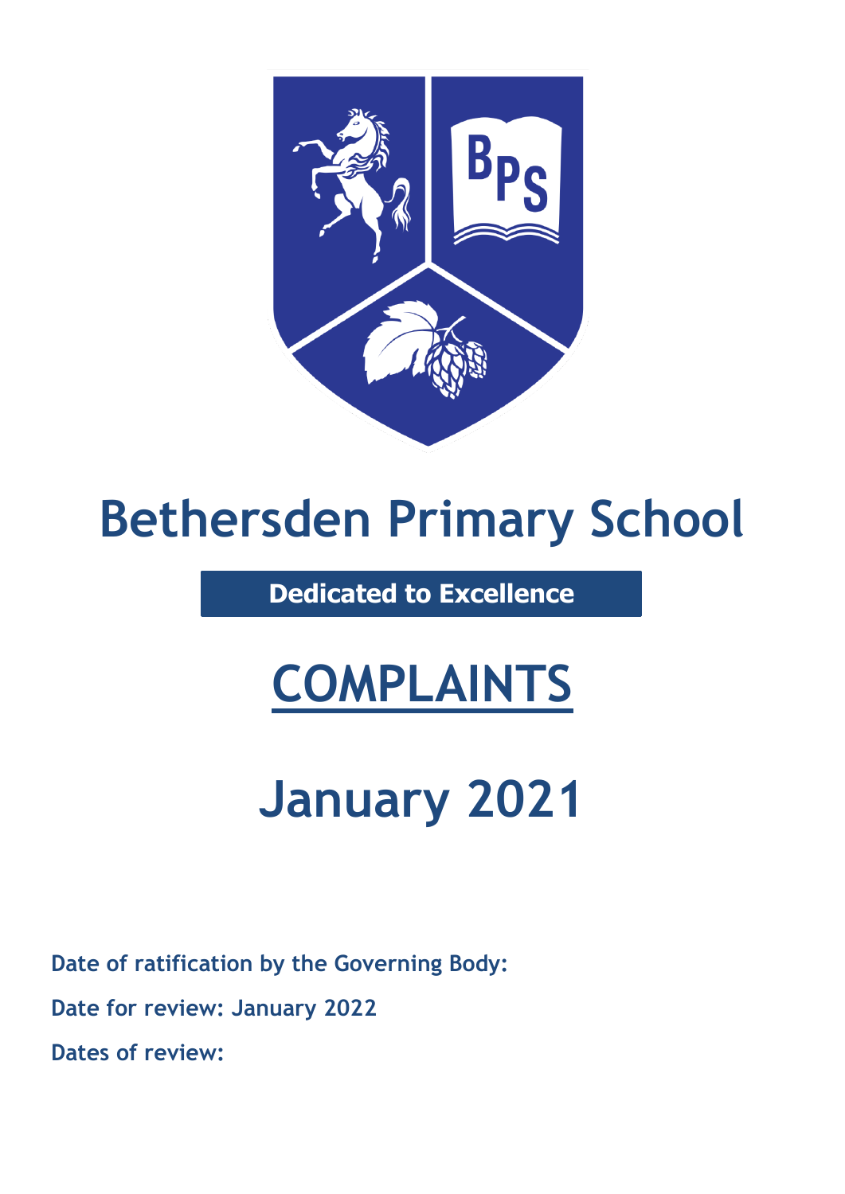# Bethersden Primary School

**Dedicated to Excellence**

# COMPLAINTS

# January 2021

**Date of ratification by the Governing Body:**

**Date for review: January 2022**

**Dates of review:**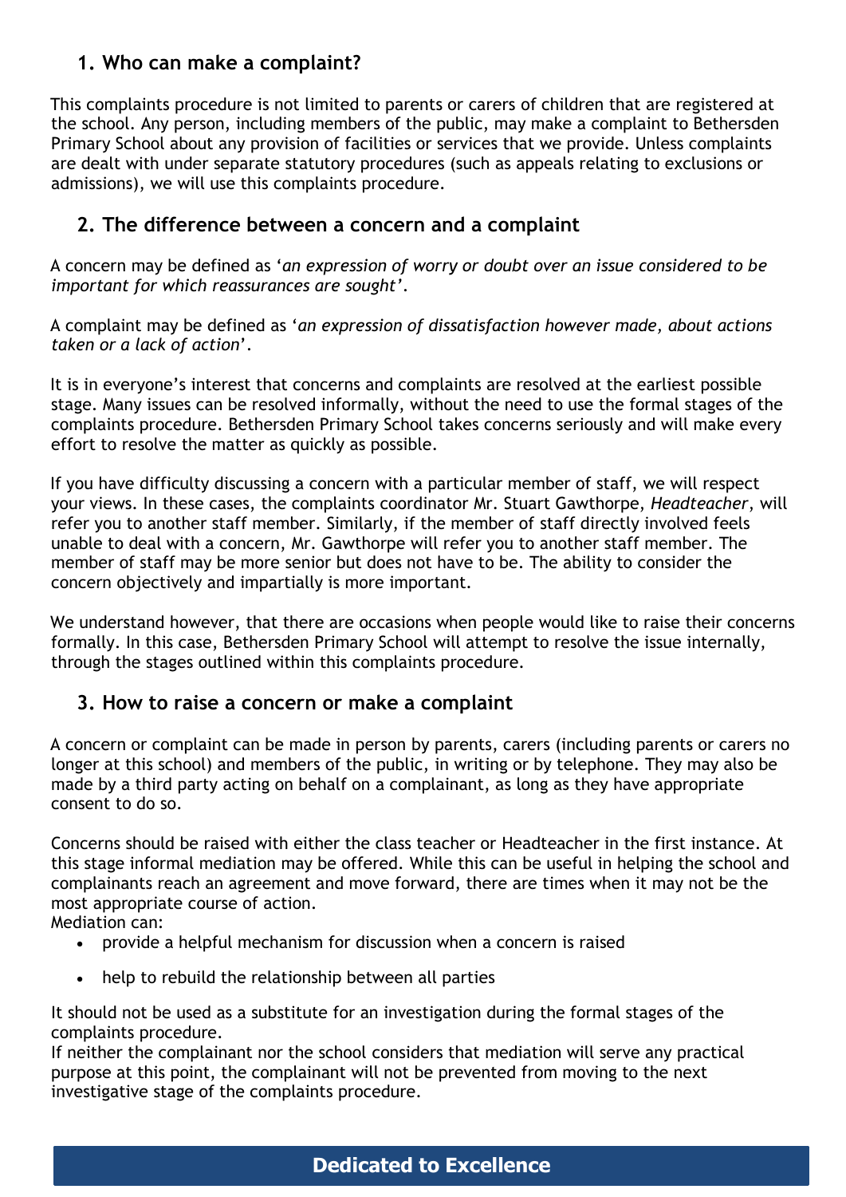## 1. Who can make a complaint?

This complaints procedure is not limited to parents or carers of children that are registered at the school. Any person, including members of the public, may make a complaint to Bethersden Primary School about any provision of facilities or services that we provide. Unless complaints are dealt with under separate statutory procedures (such as appeals relating to exclusions or admissions), we will use this complaints procedure.

## 2. The difference between a concern and a complaint

A concern may be defined as '*an expression of worry or doubt over an issue considered to be important for which reassurances are sought*'.

A complaint may be defined as '*an expression of dissatisfaction however made, about actions taken or a lack of action*'.

It is in everyone's interest that concerns and complaints are resolved at the earliest possible stage. Many issues can be resolved informally, without the need to use the formal stages of the complaints procedure. Bethersden Primary School takes concerns seriously and will make every effort to resolve the matter as quickly as possible.

If you have difficulty discussing a concern with a particular member of staff, we will respect your views. In these cases, the complaints coordinator Mr. Stuart Gawthorpe, *Headteacher*, will refer you to another staff member. Similarly, if the member of staff directly involved feels unable to deal with a concern, Mr. Gawthorpe will refer you to another staff member. The member of staff may be more senior but does not have to be. The ability to consider the concern objectively and impartially is more important.

We understand however, that there are occasions when people would like to raise their concerns formally. In this case, Bethersden Primary School will attempt to resolve the issue internally, through the stages outlined within this complaints procedure.

## 3. How to raise a concern or make a complaint

A concern or complaint can be made in person by parents, carers (including parents or carers no longer at this school) and members of the public, in writing or by telephone. They may also be made by a third party acting on behalf on a complainant, as long as they have appropriate consent to do so.

Concerns should be raised with either the class teacher or Headteacher in the first instance. At this stage informal mediation may be offered. While this can be useful in helping the school and complainants reach an agreement and move forward, there are times when it may not be the most appropriate course of action.
Mediation can:

- provide a helpful mechanism for discussion when a concern is raised
- help to rebuild the relationship between all parties

It should not be used as a substitute for an investigation during the formal stages of the complaints procedure.
If neither the complainant nor the school considers that mediation will serve any practical purpose at this point, the complainant will not be prevented from moving to the next investigative stage of the complaints procedure.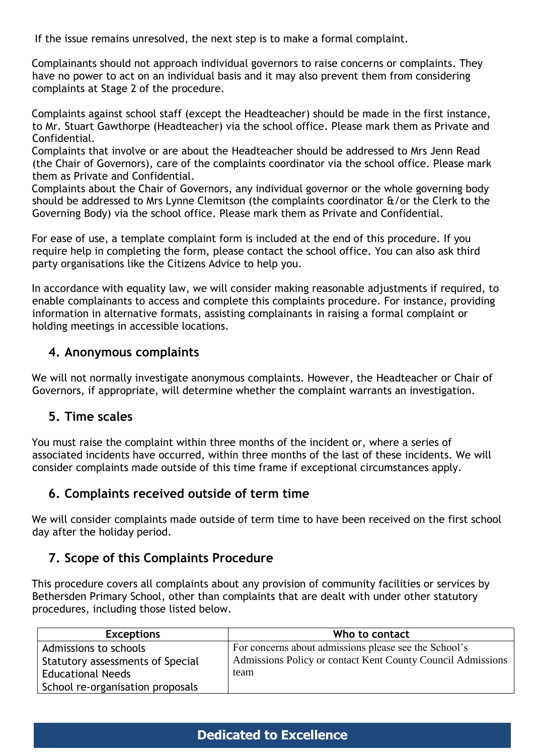If the issue remains unresolved, the next step is to make a formal complaint.

Complainants should not approach individual governors to raise concerns or complaints. They have no power to act on an individual basis and it may also prevent them from considering complaints at Stage 2 of the procedure.

Complaints against school staff (except the Headteacher) should be made in the first instance, to Mr. Stuart Gawthorpe (Headteacher) via the school office. Please mark them as Private and Confidential.
Complaints that involve or are about the Headteacher should be addressed to Mrs Jenn Read (the Chair of Governors), care of the complaints coordinator via the school office. Please mark them as Private and Confidential.
Complaints about the Chair of Governors, any individual governor or the whole governing body should be addressed to Mrs Lynne Clemitson (the complaints coordinator &/or the Clerk to the Governing Body) via the school office. Please mark them as Private and Confidential.

For ease of use, a template complaint form is included at the end of this procedure. If you require help in completing the form, please contact the school office. You can also ask third party organisations like the Citizens Advice to help you.

In accordance with equality law, we will consider making reasonable adjustments if required, to enable complainants to access and complete this complaints procedure. For instance, providing information in alternative formats, assisting complainants in raising a formal complaint or holding meetings in accessible locations.

## 4. Anonymous complaints

We will not normally investigate anonymous complaints. However, the Headteacher or Chair of Governors, if appropriate, will determine whether the complaint warrants an investigation.

## 5. Time scales

You must raise the complaint within three months of the incident or, where a series of associated incidents have occurred, within three months of the last of these incidents. We will consider complaints made outside of this time frame if exceptional circumstances apply.

## 6. Complaints received outside of term time

We will consider complaints made outside of term time to have been received on the first school day after the holiday period.

## 7. Scope of this Complaints Procedure

This procedure covers all complaints about any provision of community facilities or services by Bethersden Primary School, other than complaints that are dealt with under other statutory procedures, including those listed below.

| Exceptions | Who to contact |
|---|---|
| Admissions to schools<br>Statutory assessments of Special Educational Needs<br>School re-organisation proposals | For concerns about admissions please see the School's Admissions Policy or contact Kent County Council Admissions team |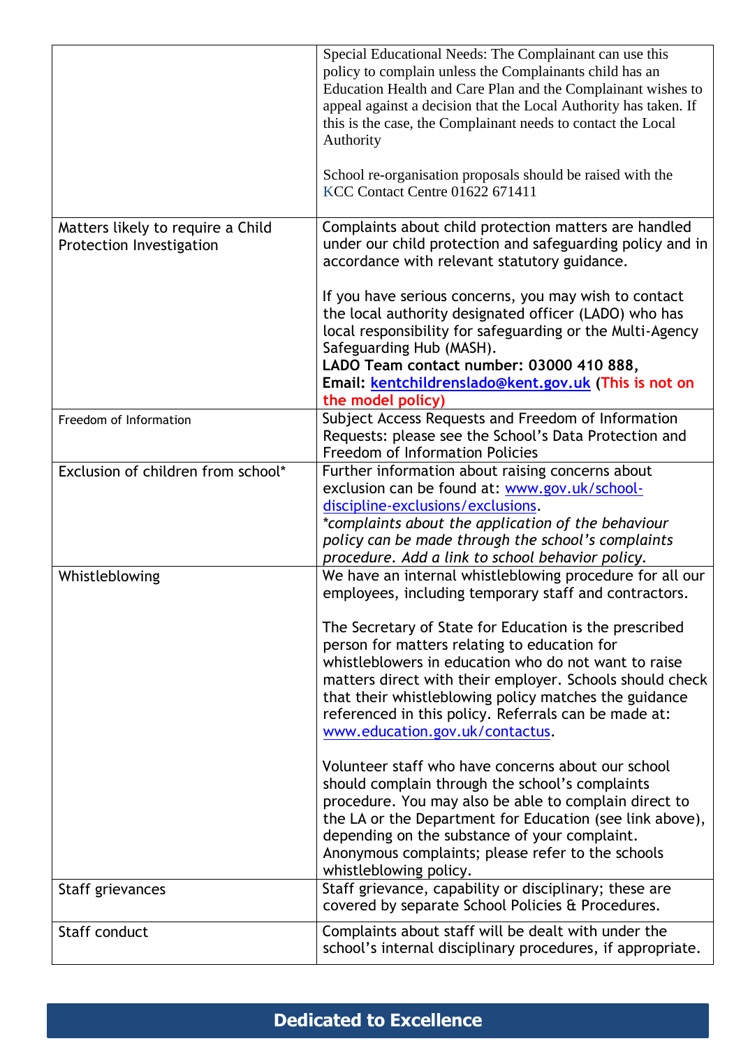| | |
|---|---|
| | Special Educational Needs: The Complainant can use this policy to complain unless the Complainants child has an Education Health and Care Plan and the Complainant wishes to appeal against a decision that the Local Authority has taken. If this is the case, the Complainant needs to contact the Local Authority<br><br>School re-organisation proposals should be raised with the KCC Contact Centre 01622 671411 |
| Matters likely to require a Child Protection Investigation | Complaints about child protection matters are handled under our child protection and safeguarding policy and in accordance with relevant statutory guidance.<br><br>If you have serious concerns, you may wish to contact the local authority designated officer (LADO) who has local responsibility for safeguarding or the Multi-Agency Safeguarding Hub (MASH).<br>**LADO Team contact number: 03000 410 888,**<br>**Email: [kentchildrenslado@kent.gov.uk](mailto:kentchildrenslado@kent.gov.uk) (This is not on the model policy)** |
| Freedom of Information | Subject Access Requests and Freedom of Information Requests: please see the School's Data Protection and Freedom of Information Policies |
| Exclusion of children from school* | Further information about raising concerns about exclusion can be found at: [www.gov.uk/school-discipline-exclusions/exclusions](http://www.gov.uk/school-discipline-exclusions/exclusions).<br>*\*complaints about the application of the behaviour policy can be made through the school's complaints procedure. Add a link to school behavior policy.* |
| Whistleblowing | We have an internal whistleblowing procedure for all our employees, including temporary staff and contractors.<br><br>The Secretary of State for Education is the prescribed person for matters relating to education for whistleblowers in education who do not want to raise matters direct with their employer. Schools should check that their whistleblowing policy matches the guidance referenced in this policy. Referrals can be made at: [www.education.gov.uk/contactus](http://www.education.gov.uk/contactus).<br><br>Volunteer staff who have concerns about our school should complain through the school's complaints procedure. You may also be able to complain direct to the LA or the Department for Education (see link above), depending on the substance of your complaint.<br>Anonymous complaints; please refer to the schools whistleblowing policy. |
| Staff grievances | Staff grievance, capability or disciplinary; these are covered by separate School Policies & Procedures. |
| Staff conduct | Complaints about staff will be dealt with under the school's internal disciplinary procedures, if appropriate. |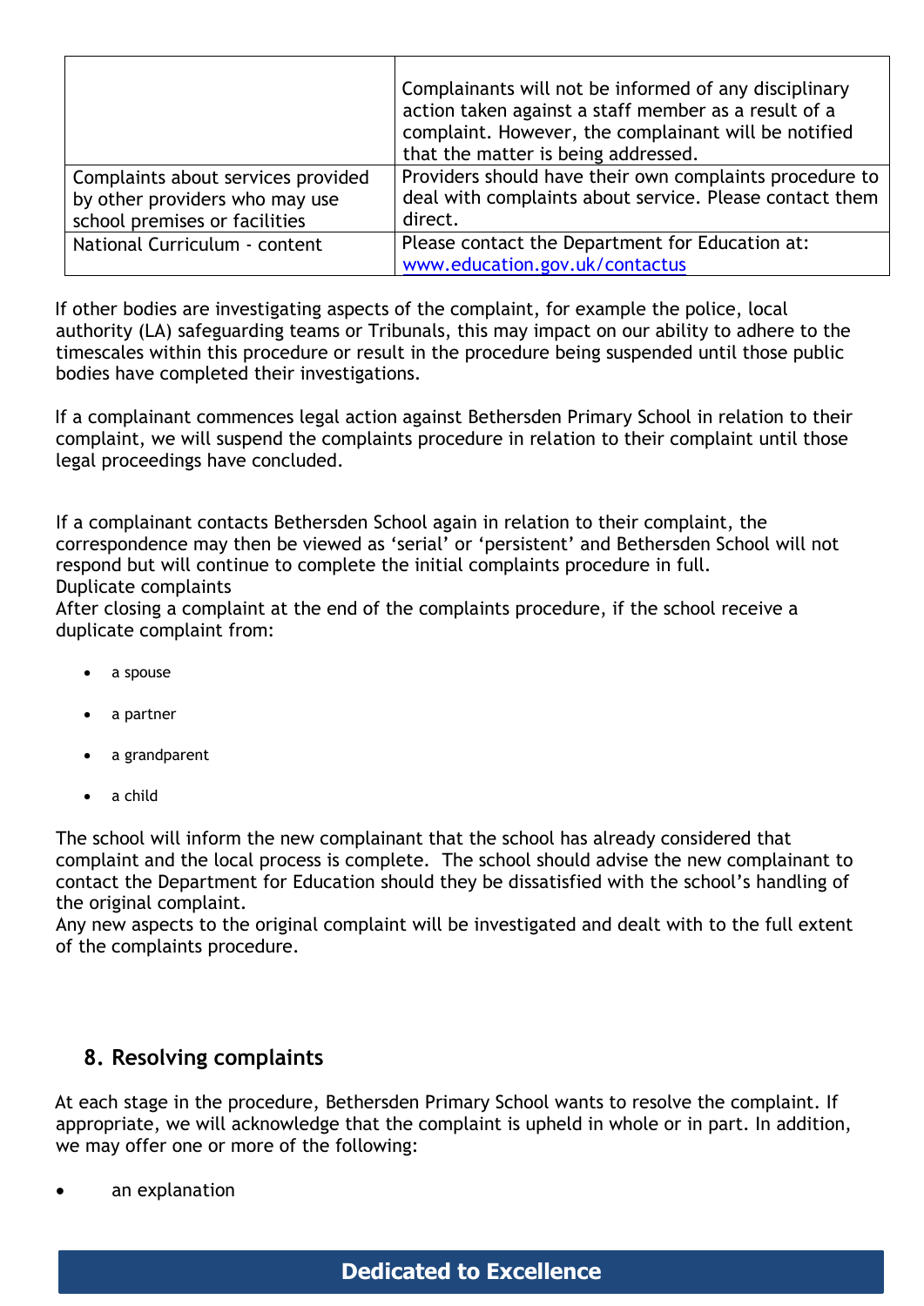| | |
|---|---|
| | Complainants will not be informed of any disciplinary action taken against a staff member as a result of a complaint. However, the complainant will be notified that the matter is being addressed. |
| Complaints about services provided by other providers who may use school premises or facilities | Providers should have their own complaints procedure to deal with complaints about service. Please contact them direct. |
| National Curriculum - content | Please contact the Department for Education at: www.education.gov.uk/contactus |

If other bodies are investigating aspects of the complaint, for example the police, local authority (LA) safeguarding teams or Tribunals, this may impact on our ability to adhere to the timescales within this procedure or result in the procedure being suspended until those public bodies have completed their investigations.

If a complainant commences legal action against Bethersden Primary School in relation to their complaint, we will suspend the complaints procedure in relation to their complaint until those legal proceedings have concluded.

If a complainant contacts Bethersden School again in relation to their complaint, the correspondence may then be viewed as 'serial' or 'persistent' and Bethersden School will not respond but will continue to complete the initial complaints procedure in full.
Duplicate complaints
After closing a complaint at the end of the complaints procedure, if the school receive a duplicate complaint from:

- a spouse
- a partner
- a grandparent
- a child

The school will inform the new complainant that the school has already considered that complaint and the local process is complete. The school should advise the new complainant to contact the Department for Education should they be dissatisfied with the school's handling of the original complaint.
Any new aspects to the original complaint will be investigated and dealt with to the full extent of the complaints procedure.

## 8. Resolving complaints

At each stage in the procedure, Bethersden Primary School wants to resolve the complaint. If appropriate, we will acknowledge that the complaint is upheld in whole or in part. In addition, we may offer one or more of the following:

- an explanation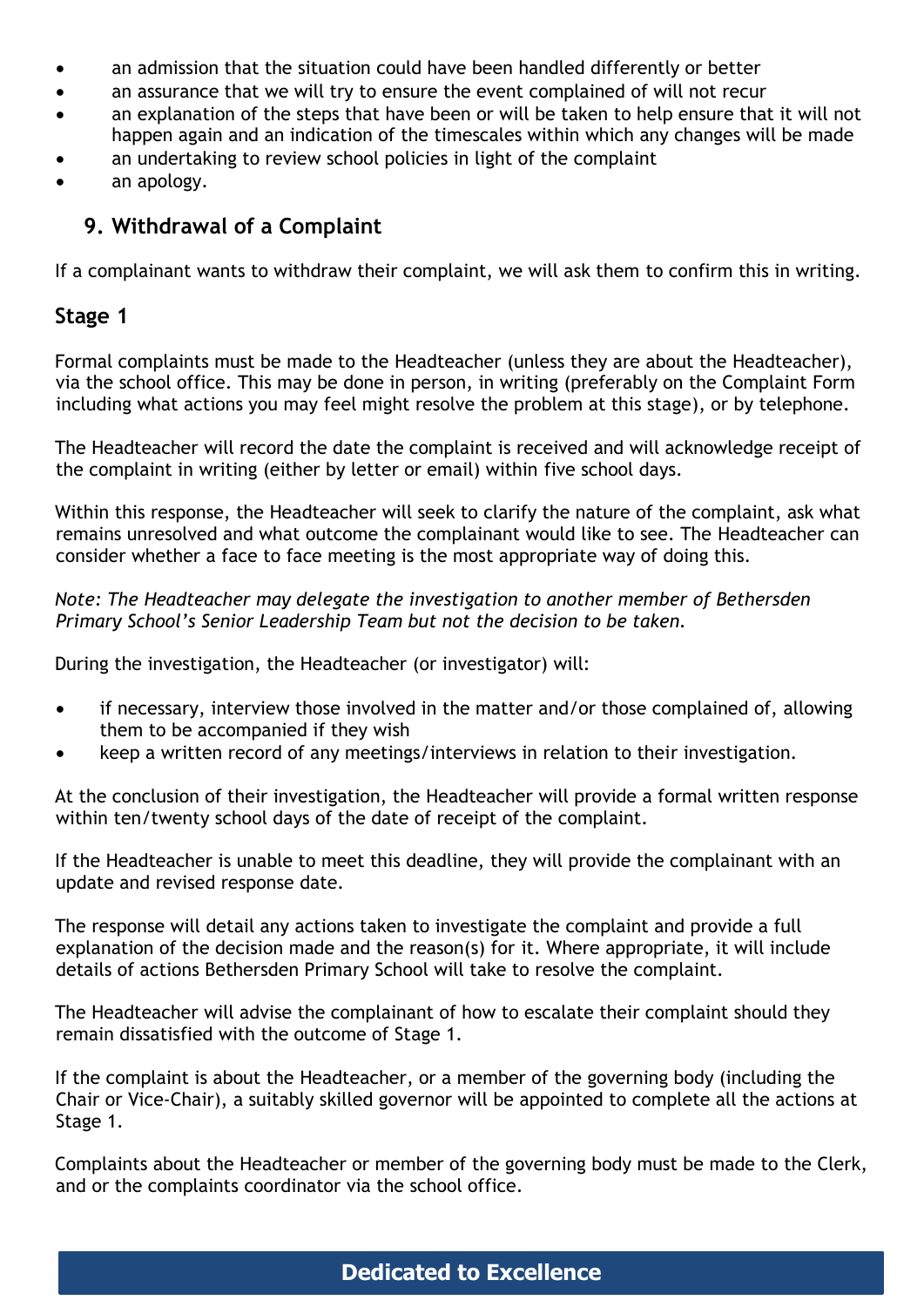- an admission that the situation could have been handled differently or better
- an assurance that we will try to ensure the event complained of will not recur
- an explanation of the steps that have been or will be taken to help ensure that it will not happen again and an indication of the timescales within which any changes will be made
- an undertaking to review school policies in light of the complaint
- an apology.

## 9. Withdrawal of a Complaint

If a complainant wants to withdraw their complaint, we will ask them to confirm this in writing.

### Stage 1

Formal complaints must be made to the Headteacher (unless they are about the Headteacher), via the school office. This may be done in person, in writing (preferably on the Complaint Form including what actions you may feel might resolve the problem at this stage), or by telephone.

The Headteacher will record the date the complaint is received and will acknowledge receipt of the complaint in writing (either by letter or email) within five school days.

Within this response, the Headteacher will seek to clarify the nature of the complaint, ask what remains unresolved and what outcome the complainant would like to see. The Headteacher can consider whether a face to face meeting is the most appropriate way of doing this.

*Note: The Headteacher may delegate the investigation to another member of Bethersden Primary School's Senior Leadership Team but not the decision to be taken.*

During the investigation, the Headteacher (or investigator) will:

- if necessary, interview those involved in the matter and/or those complained of, allowing them to be accompanied if they wish
- keep a written record of any meetings/interviews in relation to their investigation.

At the conclusion of their investigation, the Headteacher will provide a formal written response within ten/twenty school days of the date of receipt of the complaint.

If the Headteacher is unable to meet this deadline, they will provide the complainant with an update and revised response date.

The response will detail any actions taken to investigate the complaint and provide a full explanation of the decision made and the reason(s) for it. Where appropriate, it will include details of actions Bethersden Primary School will take to resolve the complaint.

The Headteacher will advise the complainant of how to escalate their complaint should they remain dissatisfied with the outcome of Stage 1.

If the complaint is about the Headteacher, or a member of the governing body (including the Chair or Vice-Chair), a suitably skilled governor will be appointed to complete all the actions at Stage 1.

Complaints about the Headteacher or member of the governing body must be made to the Clerk, and or the complaints coordinator via the school office.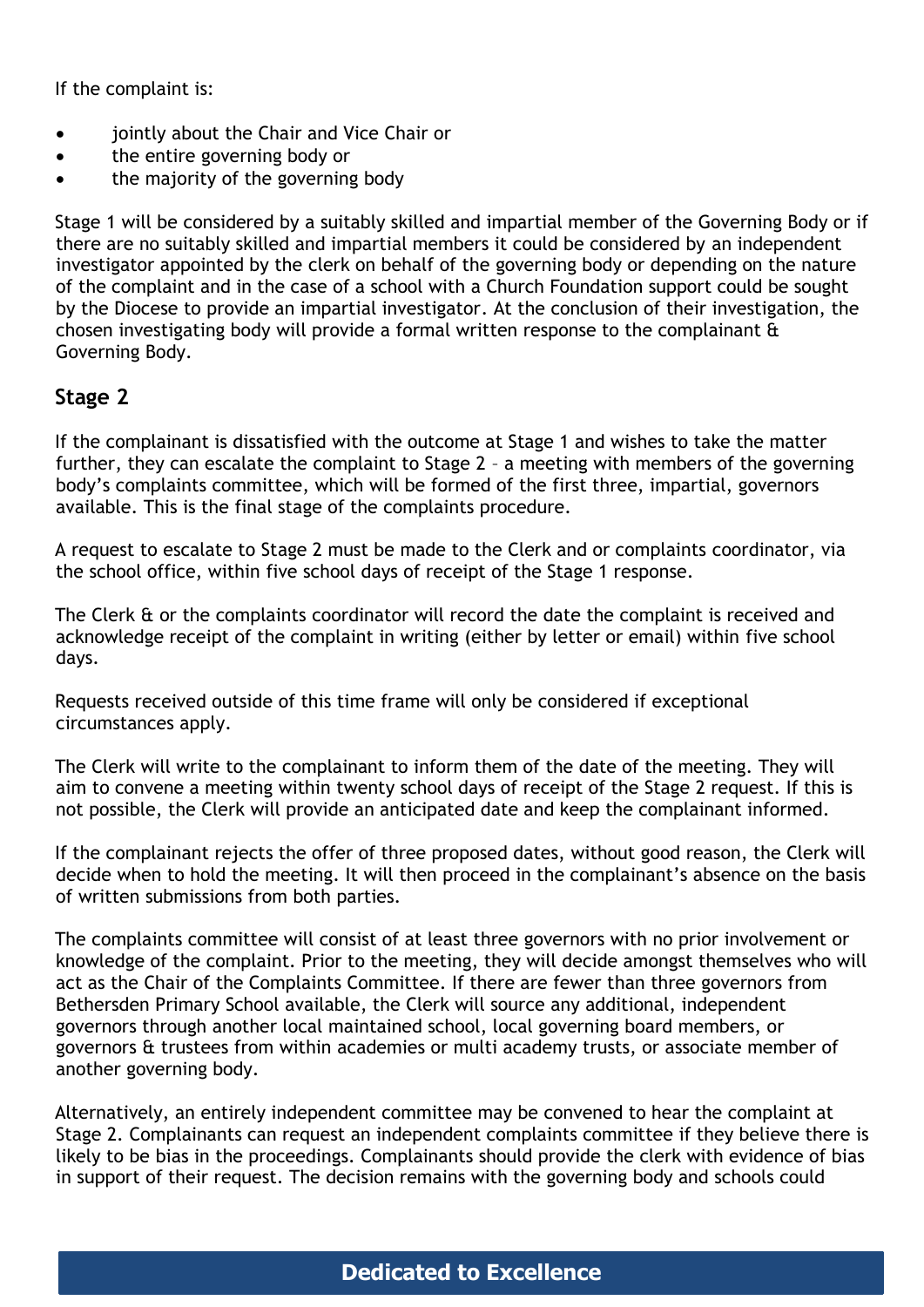If the complaint is:

- jointly about the Chair and Vice Chair or
- the entire governing body or
- the majority of the governing body

Stage 1 will be considered by a suitably skilled and impartial member of the Governing Body or if there are no suitably skilled and impartial members it could be considered by an independent investigator appointed by the clerk on behalf of the governing body or depending on the nature of the complaint and in the case of a school with a Church Foundation support could be sought by the Diocese to provide an impartial investigator. At the conclusion of their investigation, the chosen investigating body will provide a formal written response to the complainant & Governing Body.

## Stage 2

If the complainant is dissatisfied with the outcome at Stage 1 and wishes to take the matter further, they can escalate the complaint to Stage 2 – a meeting with members of the governing body's complaints committee, which will be formed of the first three, impartial, governors available. This is the final stage of the complaints procedure.

A request to escalate to Stage 2 must be made to the Clerk and or complaints coordinator, via the school office, within five school days of receipt of the Stage 1 response.

The Clerk & or the complaints coordinator will record the date the complaint is received and acknowledge receipt of the complaint in writing (either by letter or email) within five school days.

Requests received outside of this time frame will only be considered if exceptional circumstances apply.

The Clerk will write to the complainant to inform them of the date of the meeting. They will aim to convene a meeting within twenty school days of receipt of the Stage 2 request. If this is not possible, the Clerk will provide an anticipated date and keep the complainant informed.

If the complainant rejects the offer of three proposed dates, without good reason, the Clerk will decide when to hold the meeting. It will then proceed in the complainant's absence on the basis of written submissions from both parties.

The complaints committee will consist of at least three governors with no prior involvement or knowledge of the complaint. Prior to the meeting, they will decide amongst themselves who will act as the Chair of the Complaints Committee. If there are fewer than three governors from Bethersden Primary School available, the Clerk will source any additional, independent governors through another local maintained school, local governing board members, or governors & trustees from within academies or multi academy trusts, or associate member of another governing body.

Alternatively, an entirely independent committee may be convened to hear the complaint at Stage 2. Complainants can request an independent complaints committee if they believe there is likely to be bias in the proceedings. Complainants should provide the clerk with evidence of bias in support of their request. The decision remains with the governing body and schools could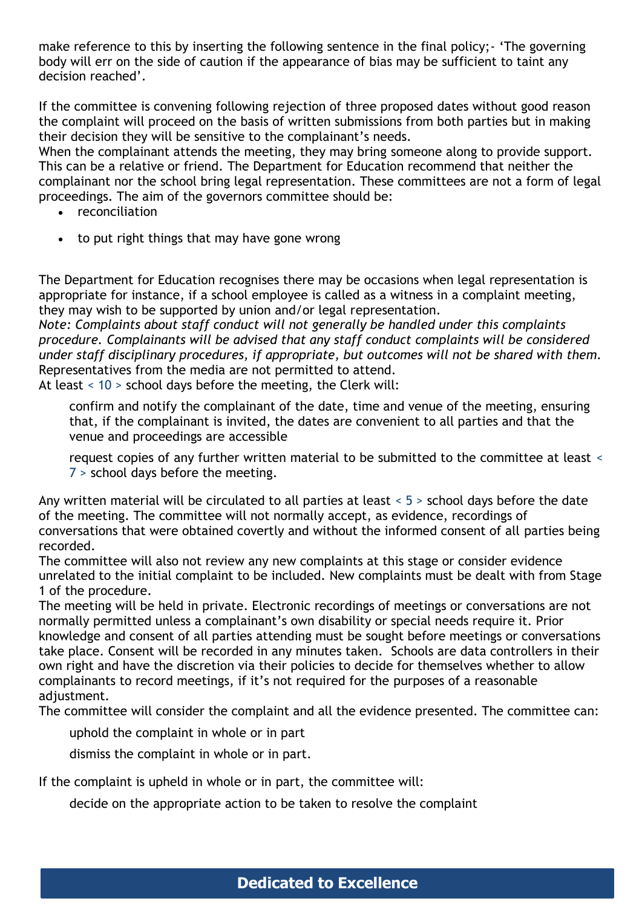make reference to this by inserting the following sentence in the final policy;- 'The governing body will err on the side of caution if the appearance of bias may be sufficient to taint any decision reached'.

If the committee is convening following rejection of three proposed dates without good reason the complaint will proceed on the basis of written submissions from both parties but in making their decision they will be sensitive to the complainant's needs.
When the complainant attends the meeting, they may bring someone along to provide support. This can be a relative or friend. The Department for Education recommend that neither the complainant nor the school bring legal representation. These committees are not a form of legal proceedings. The aim of the governors committee should be:

- reconciliation
- to put right things that may have gone wrong

The Department for Education recognises there may be occasions when legal representation is appropriate for instance, if a school employee is called as a witness in a complaint meeting, they may wish to be supported by union and/or legal representation.
*Note: Complaints about staff conduct will not generally be handled under this complaints procedure. Complainants will be advised that any staff conduct complaints will be considered under staff disciplinary procedures, if appropriate, but outcomes will not be shared with them.*
Representatives from the media are not permitted to attend.
At least < 10 > school days before the meeting, the Clerk will:

confirm and notify the complainant of the date, time and venue of the meeting, ensuring that, if the complainant is invited, the dates are convenient to all parties and that the venue and proceedings are accessible

request copies of any further written material to be submitted to the committee at least < 7 > school days before the meeting.

Any written material will be circulated to all parties at least < 5 > school days before the date of the meeting. The committee will not normally accept, as evidence, recordings of conversations that were obtained covertly and without the informed consent of all parties being recorded.
The committee will also not review any new complaints at this stage or consider evidence unrelated to the initial complaint to be included. New complaints must be dealt with from Stage 1 of the procedure.
The meeting will be held in private. Electronic recordings of meetings or conversations are not normally permitted unless a complainant's own disability or special needs require it. Prior knowledge and consent of all parties attending must be sought before meetings or conversations take place. Consent will be recorded in any minutes taken. Schools are data controllers in their own right and have the discretion via their policies to decide for themselves whether to allow complainants to record meetings, if it's not required for the purposes of a reasonable adjustment.
The committee will consider the complaint and all the evidence presented. The committee can:

uphold the complaint in whole or in part

dismiss the complaint in whole or in part.

If the complaint is upheld in whole or in part, the committee will:

decide on the appropriate action to be taken to resolve the complaint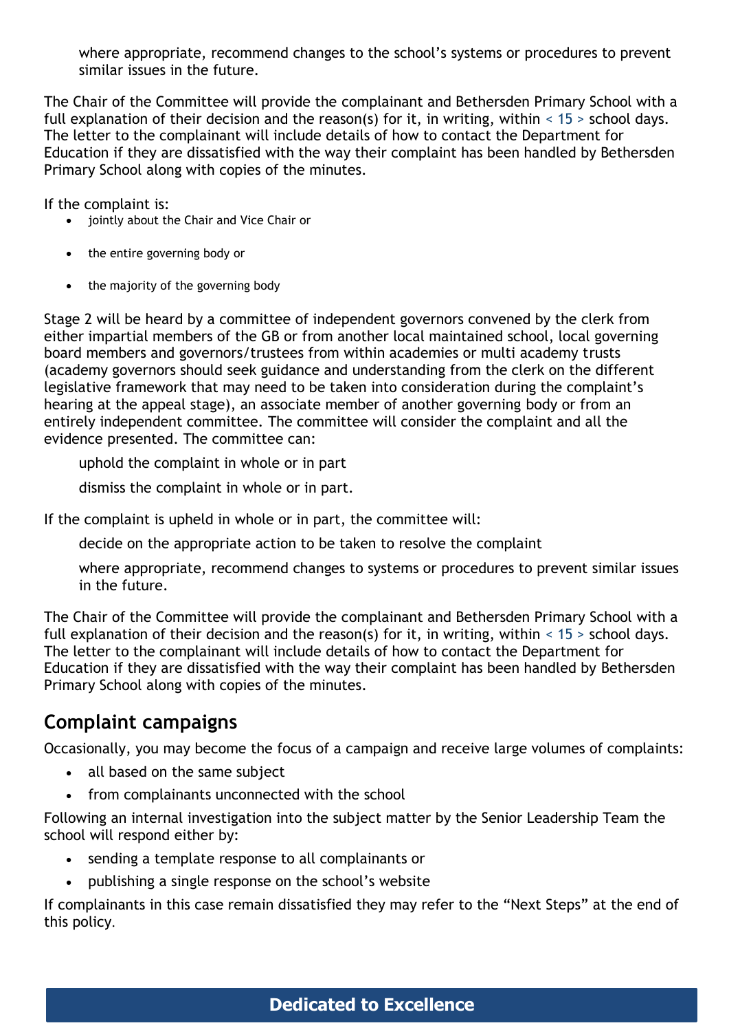where appropriate, recommend changes to the school's systems or procedures to prevent similar issues in the future.

The Chair of the Committee will provide the complainant and Bethersden Primary School with a full explanation of their decision and the reason(s) for it, in writing, within < 15 > school days. The letter to the complainant will include details of how to contact the Department for Education if they are dissatisfied with the way their complaint has been handled by Bethersden Primary School along with copies of the minutes.

If the complaint is:

- jointly about the Chair and Vice Chair or
- the entire governing body or
- the majority of the governing body

Stage 2 will be heard by a committee of independent governors convened by the clerk from either impartial members of the GB or from another local maintained school, local governing board members and governors/trustees from within academies or multi academy trusts (academy governors should seek guidance and understanding from the clerk on the different legislative framework that may need to be taken into consideration during the complaint's hearing at the appeal stage), an associate member of another governing body or from an entirely independent committee. The committee will consider the complaint and all the evidence presented. The committee can:

uphold the complaint in whole or in part

dismiss the complaint in whole or in part.

If the complaint is upheld in whole or in part, the committee will:

decide on the appropriate action to be taken to resolve the complaint

where appropriate, recommend changes to systems or procedures to prevent similar issues in the future.

The Chair of the Committee will provide the complainant and Bethersden Primary School with a full explanation of their decision and the reason(s) for it, in writing, within < 15 > school days. The letter to the complainant will include details of how to contact the Department for Education if they are dissatisfied with the way their complaint has been handled by Bethersden Primary School along with copies of the minutes.

## Complaint campaigns

Occasionally, you may become the focus of a campaign and receive large volumes of complaints:

- all based on the same subject
- from complainants unconnected with the school

Following an internal investigation into the subject matter by the Senior Leadership Team the school will respond either by:

- sending a template response to all complainants or
- publishing a single response on the school's website

If complainants in this case remain dissatisfied they may refer to the "Next Steps" at the end of this policy.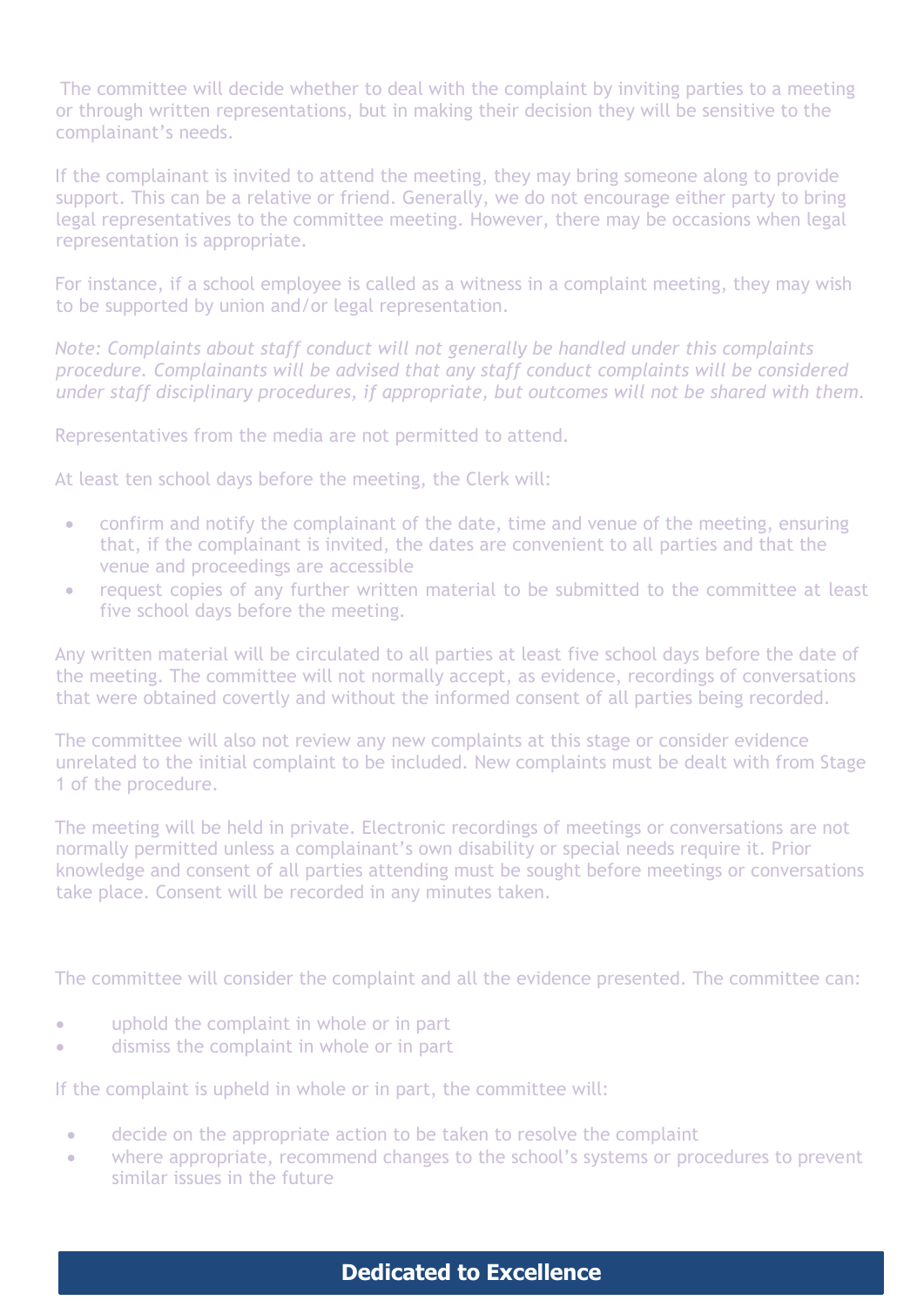The committee will decide whether to deal with the complaint by inviting parties to a meeting or through written representations, but in making their decision they will be sensitive to the complainant's needs.

If the complainant is invited to attend the meeting, they may bring someone along to provide support. This can be a relative or friend. Generally, we do not encourage either party to bring legal representatives to the committee meeting. However, there may be occasions when legal representation is appropriate.

For instance, if a school employee is called as a witness in a complaint meeting, they may wish to be supported by union and/or legal representation.

*Note: Complaints about staff conduct will not generally be handled under this complaints procedure. Complainants will be advised that any staff conduct complaints will be considered under staff disciplinary procedures, if appropriate, but outcomes will not be shared with them.*

Representatives from the media are not permitted to attend.

At least ten school days before the meeting, the Clerk will:

- confirm and notify the complainant of the date, time and venue of the meeting, ensuring that, if the complainant is invited, the dates are convenient to all parties and that the venue and proceedings are accessible
- request copies of any further written material to be submitted to the committee at least five school days before the meeting.

Any written material will be circulated to all parties at least five school days before the date of the meeting. The committee will not normally accept, as evidence, recordings of conversations that were obtained covertly and without the informed consent of all parties being recorded.

The committee will also not review any new complaints at this stage or consider evidence unrelated to the initial complaint to be included. New complaints must be dealt with from Stage 1 of the procedure.

The meeting will be held in private. Electronic recordings of meetings or conversations are not normally permitted unless a complainant's own disability or special needs require it. Prior knowledge and consent of all parties attending must be sought before meetings or conversations take place. Consent will be recorded in any minutes taken.

The committee will consider the complaint and all the evidence presented. The committee can:

- uphold the complaint in whole or in part
- dismiss the complaint in whole or in part

If the complaint is upheld in whole or in part, the committee will:

- decide on the appropriate action to be taken to resolve the complaint
- where appropriate, recommend changes to the school's systems or procedures to prevent similar issues in the future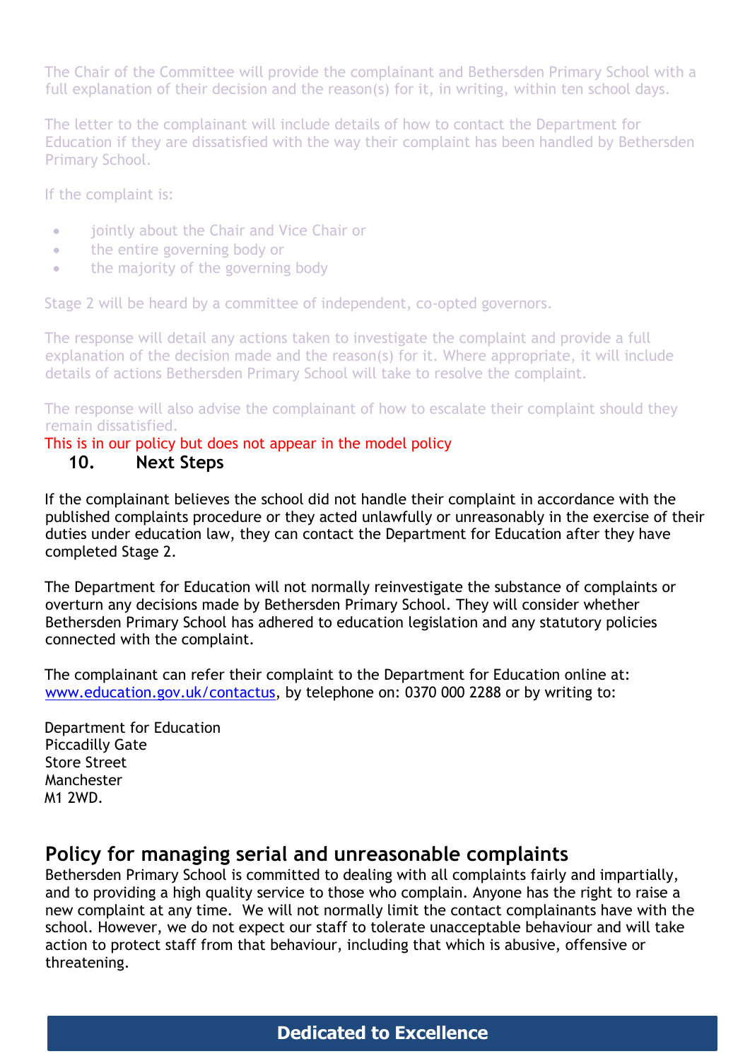The Chair of the Committee will provide the complainant and Bethersden Primary School with a full explanation of their decision and the reason(s) for it, in writing, within ten school days.

The letter to the complainant will include details of how to contact the Department for Education if they are dissatisfied with the way their complaint has been handled by Bethersden Primary School.

If the complaint is:

- jointly about the Chair and Vice Chair or
- the entire governing body or
- the majority of the governing body

Stage 2 will be heard by a committee of independent, co-opted governors.

The response will detail any actions taken to investigate the complaint and provide a full explanation of the decision made and the reason(s) for it. Where appropriate, it will include details of actions Bethersden Primary School will take to resolve the complaint.

The response will also advise the complainant of how to escalate their complaint should they remain dissatisfied.

This is in our policy but does not appear in the model policy

### 10. Next Steps

If the complainant believes the school did not handle their complaint in accordance with the published complaints procedure or they acted unlawfully or unreasonably in the exercise of their duties under education law, they can contact the Department for Education after they have completed Stage 2.

The Department for Education will not normally reinvestigate the substance of complaints or overturn any decisions made by Bethersden Primary School. They will consider whether Bethersden Primary School has adhered to education legislation and any statutory policies connected with the complaint.

The complainant can refer their complaint to the Department for Education online at: www.education.gov.uk/contactus, by telephone on: 0370 000 2288 or by writing to:

Department for Education
Piccadilly Gate
Store Street
Manchester
M1 2WD.

## Policy for managing serial and unreasonable complaints

Bethersden Primary School is committed to dealing with all complaints fairly and impartially, and to providing a high quality service to those who complain. Anyone has the right to raise a new complaint at any time. We will not normally limit the contact complainants have with the school. However, we do not expect our staff to tolerate unacceptable behaviour and will take action to protect staff from that behaviour, including that which is abusive, offensive or threatening.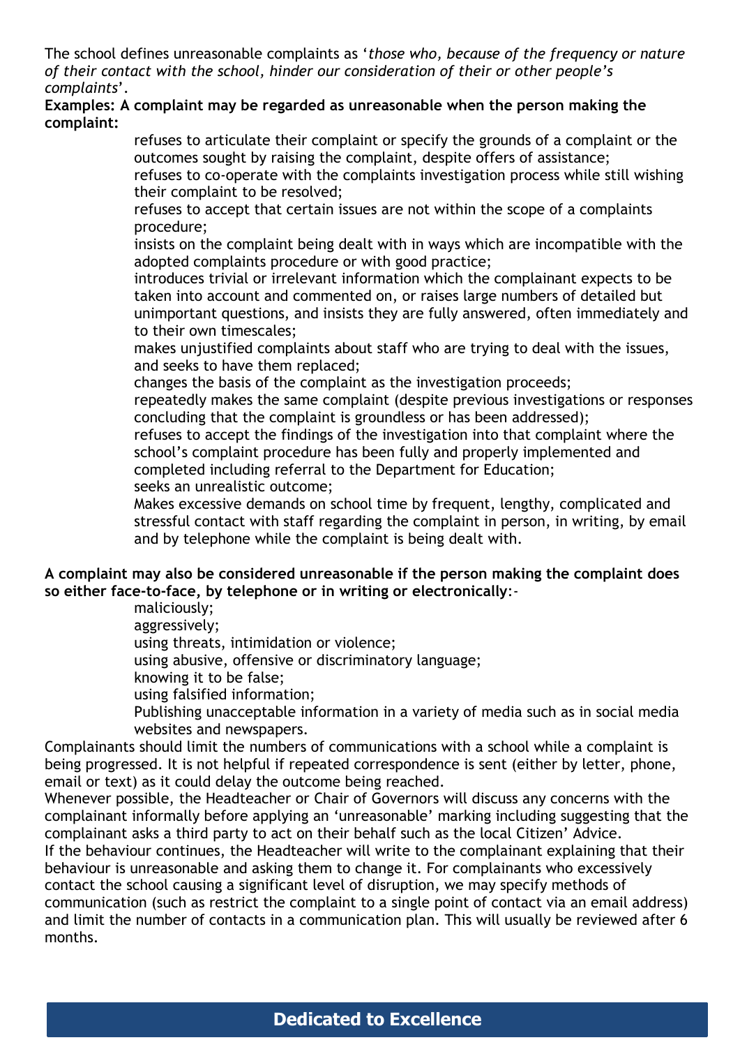The school defines unreasonable complaints as '*those who, because of the frequency or nature of their contact with the school, hinder our consideration of their or other people's complaints*'.

**Examples: A complaint may be regarded as unreasonable when the person making the complaint:**

- refuses to articulate their complaint or specify the grounds of a complaint or the outcomes sought by raising the complaint, despite offers of assistance;
- refuses to co-operate with the complaints investigation process while still wishing their complaint to be resolved;
- refuses to accept that certain issues are not within the scope of a complaints procedure;
- insists on the complaint being dealt with in ways which are incompatible with the adopted complaints procedure or with good practice;
- introduces trivial or irrelevant information which the complainant expects to be taken into account and commented on, or raises large numbers of detailed but unimportant questions, and insists they are fully answered, often immediately and to their own timescales;
- makes unjustified complaints about staff who are trying to deal with the issues, and seeks to have them replaced;
- changes the basis of the complaint as the investigation proceeds;
- repeatedly makes the same complaint (despite previous investigations or responses concluding that the complaint is groundless or has been addressed);
- refuses to accept the findings of the investigation into that complaint where the school's complaint procedure has been fully and properly implemented and completed including referral to the Department for Education;
- seeks an unrealistic outcome;
- Makes excessive demands on school time by frequent, lengthy, complicated and stressful contact with staff regarding the complaint in person, in writing, by email and by telephone while the complaint is being dealt with.

**A complaint may also be considered unreasonable if the person making the complaint does so either face-to-face, by telephone or in writing or electronically**:-

- maliciously;
- aggressively;
- using threats, intimidation or violence;
- using abusive, offensive or discriminatory language;
- knowing it to be false;
- using falsified information;
- Publishing unacceptable information in a variety of media such as in social media websites and newspapers.

Complainants should limit the numbers of communications with a school while a complaint is being progressed. It is not helpful if repeated correspondence is sent (either by letter, phone, email or text) as it could delay the outcome being reached.

Whenever possible, the Headteacher or Chair of Governors will discuss any concerns with the complainant informally before applying an 'unreasonable' marking including suggesting that the complainant asks a third party to act on their behalf such as the local Citizen' Advice.

If the behaviour continues, the Headteacher will write to the complainant explaining that their behaviour is unreasonable and asking them to change it. For complainants who excessively contact the school causing a significant level of disruption, we may specify methods of communication (such as restrict the complaint to a single point of contact via an email address) and limit the number of contacts in a communication plan. This will usually be reviewed after 6 months.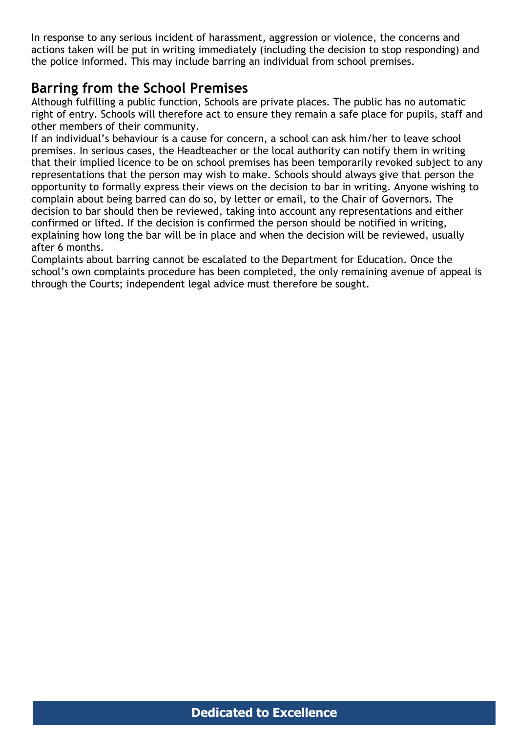In response to any serious incident of harassment, aggression or violence, the concerns and actions taken will be put in writing immediately (including the decision to stop responding) and the police informed. This may include barring an individual from school premises.

## Barring from the School Premises

Although fulfilling a public function, Schools are private places. The public has no automatic right of entry. Schools will therefore act to ensure they remain a safe place for pupils, staff and other members of their community.

If an individual's behaviour is a cause for concern, a school can ask him/her to leave school premises. In serious cases, the Headteacher or the local authority can notify them in writing that their implied licence to be on school premises has been temporarily revoked subject to any representations that the person may wish to make. Schools should always give that person the opportunity to formally express their views on the decision to bar in writing. Anyone wishing to complain about being barred can do so, by letter or email, to the Chair of Governors. The decision to bar should then be reviewed, taking into account any representations and either confirmed or lifted. If the decision is confirmed the person should be notified in writing, explaining how long the bar will be in place and when the decision will be reviewed, usually after 6 months.

Complaints about barring cannot be escalated to the Department for Education. Once the school's own complaints procedure has been completed, the only remaining avenue of appeal is through the Courts; independent legal advice must therefore be sought.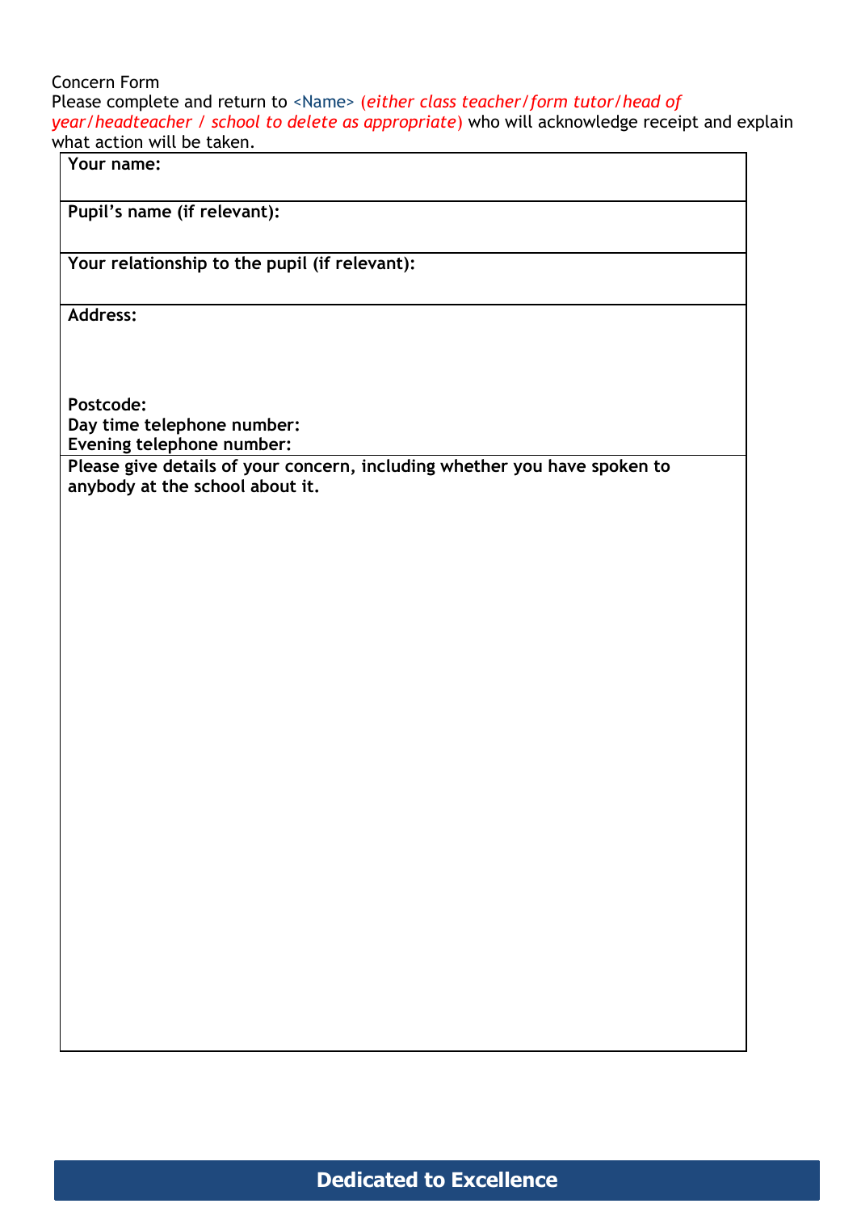Concern Form

Please complete and return to <Name> (*either class teacher/form tutor/head of year/headteacher / school to delete as appropriate*) who will acknowledge receipt and explain what action will be taken.

| **Your name:** |
|---|
| **Pupil's name (if relevant):** |
| **Your relationship to the pupil (if relevant):** |
| **Address:**<br><br><br>**Postcode:**<br>**Day time telephone number:**<br>**Evening telephone number:** |
| **Please give details of your concern, including whether you have spoken to anybody at the school about it.** |

**Dedicated to Excellence**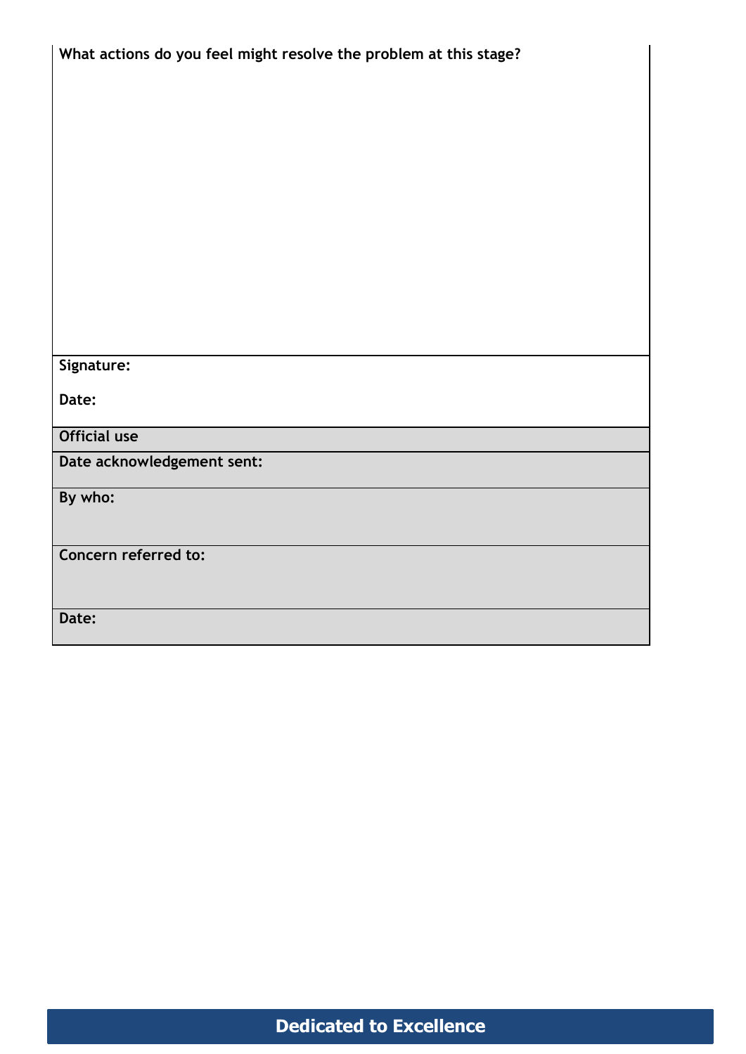| What actions do you feel might resolve the problem at this stage? |
|---|
| |
| **Signature:**<br><br>**Date:** |
| **Official use** |
| **Date acknowledgement sent:** |
| **By who:** |
| **Concern referred to:** |
| **Date:** |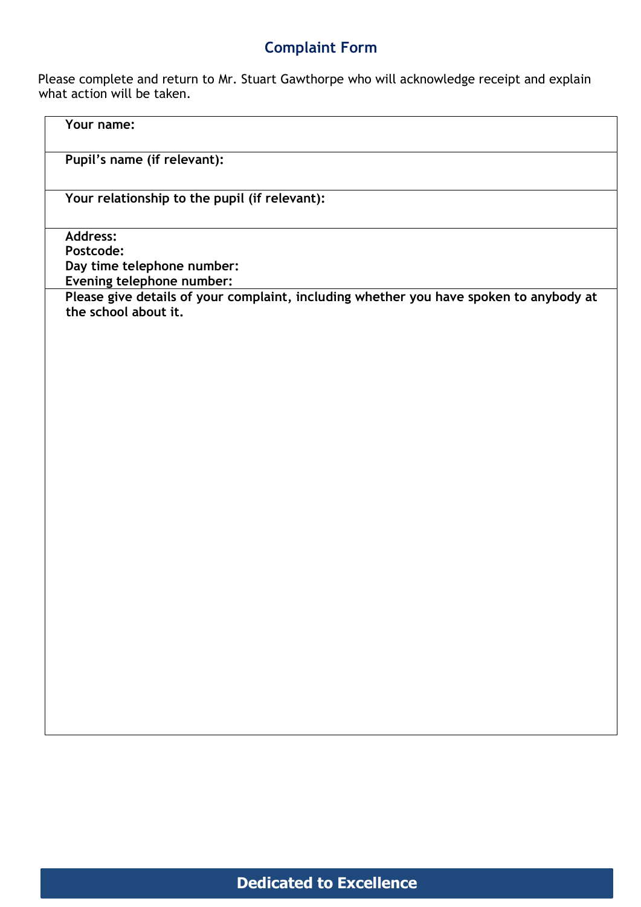## Complaint Form

Please complete and return to Mr. Stuart Gawthorpe who will acknowledge receipt and explain what action will be taken.

| **Your name:** |
| --- |
| **Pupil's name (if relevant):** |
| **Your relationship to the pupil (if relevant):** |
| **Address:**<br>**Postcode:**<br>**Day time telephone number:**<br>**Evening telephone number:** |
| **Please give details of your complaint, including whether you have spoken to anybody at the school about it.** |

**Dedicated to Excellence**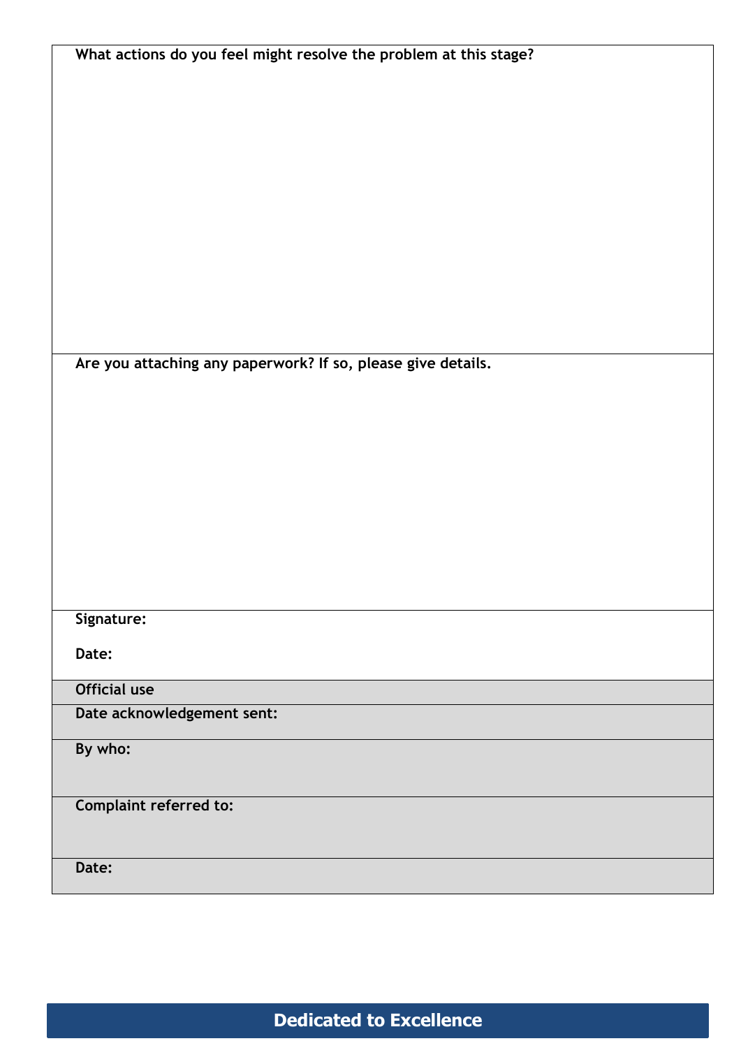**What actions do you feel might resolve the problem at this stage?**

**Are you attaching any paperwork? If so, please give details.**

**Signature:**

**Date:**

| **Official use** |
|---|
| **Date acknowledgement sent:** |
| **By who:** |
| **Complaint referred to:** |
| **Date:** |

**Dedicated to Excellence**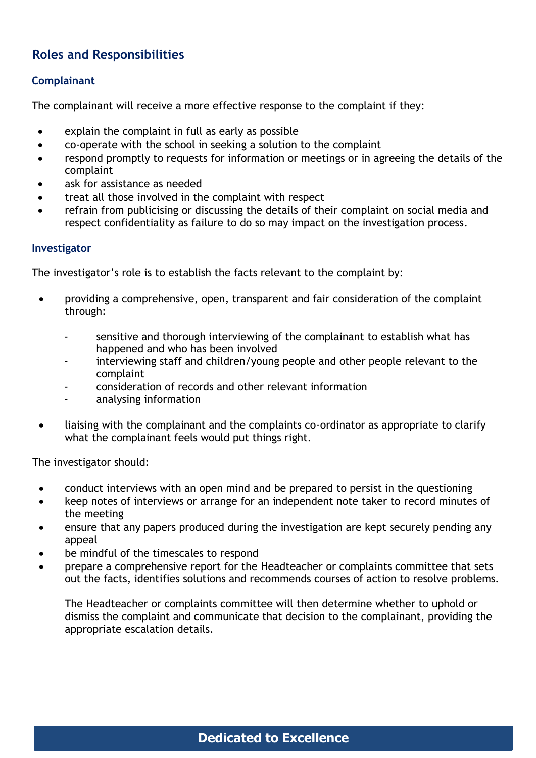## Roles and Responsibilities

### Complainant

The complainant will receive a more effective response to the complaint if they:

- explain the complaint in full as early as possible
- co-operate with the school in seeking a solution to the complaint
- respond promptly to requests for information or meetings or in agreeing the details of the complaint
- ask for assistance as needed
- treat all those involved in the complaint with respect
- refrain from publicising or discussing the details of their complaint on social media and respect confidentiality as failure to do so may impact on the investigation process.

### Investigator

The investigator's role is to establish the facts relevant to the complaint by:

- providing a comprehensive, open, transparent and fair consideration of the complaint through:
    - sensitive and thorough interviewing of the complainant to establish what has happened and who has been involved
    - interviewing staff and children/young people and other people relevant to the complaint
    - consideration of records and other relevant information
    - analysing information
- liaising with the complainant and the complaints co-ordinator as appropriate to clarify what the complainant feels would put things right.

The investigator should:

- conduct interviews with an open mind and be prepared to persist in the questioning
- keep notes of interviews or arrange for an independent note taker to record minutes of the meeting
- ensure that any papers produced during the investigation are kept securely pending any appeal
- be mindful of the timescales to respond
- prepare a comprehensive report for the Headteacher or complaints committee that sets out the facts, identifies solutions and recommends courses of action to resolve problems.

  The Headteacher or complaints committee will then determine whether to uphold or dismiss the complaint and communicate that decision to the complainant, providing the appropriate escalation details.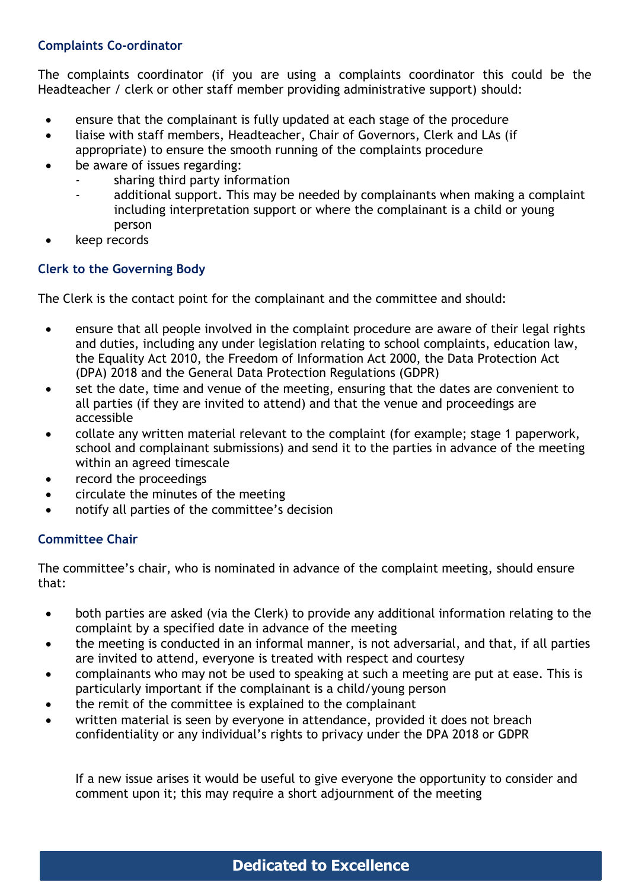### Complaints Co-ordinator

The complaints coordinator (if you are using a complaints coordinator this could be the Headteacher / clerk or other staff member providing administrative support) should:

- ensure that the complainant is fully updated at each stage of the procedure
- liaise with staff members, Headteacher, Chair of Governors, Clerk and LAs (if appropriate) to ensure the smooth running of the complaints procedure
- be aware of issues regarding:
  - sharing third party information
  - additional support. This may be needed by complainants when making a complaint including interpretation support or where the complainant is a child or young person
- keep records

### Clerk to the Governing Body

The Clerk is the contact point for the complainant and the committee and should:

- ensure that all people involved in the complaint procedure are aware of their legal rights and duties, including any under legislation relating to school complaints, education law, the Equality Act 2010, the Freedom of Information Act 2000, the Data Protection Act (DPA) 2018 and the General Data Protection Regulations (GDPR)
- set the date, time and venue of the meeting, ensuring that the dates are convenient to all parties (if they are invited to attend) and that the venue and proceedings are accessible
- collate any written material relevant to the complaint (for example; stage 1 paperwork, school and complainant submissions) and send it to the parties in advance of the meeting within an agreed timescale
- record the proceedings
- circulate the minutes of the meeting
- notify all parties of the committee's decision

### Committee Chair

The committee's chair, who is nominated in advance of the complaint meeting, should ensure that:

- both parties are asked (via the Clerk) to provide any additional information relating to the complaint by a specified date in advance of the meeting
- the meeting is conducted in an informal manner, is not adversarial, and that, if all parties are invited to attend, everyone is treated with respect and courtesy
- complainants who may not be used to speaking at such a meeting are put at ease. This is particularly important if the complainant is a child/young person
- the remit of the committee is explained to the complainant
- written material is seen by everyone in attendance, provided it does not breach confidentiality or any individual's rights to privacy under the DPA 2018 or GDPR

If a new issue arises it would be useful to give everyone the opportunity to consider and comment upon it; this may require a short adjournment of the meeting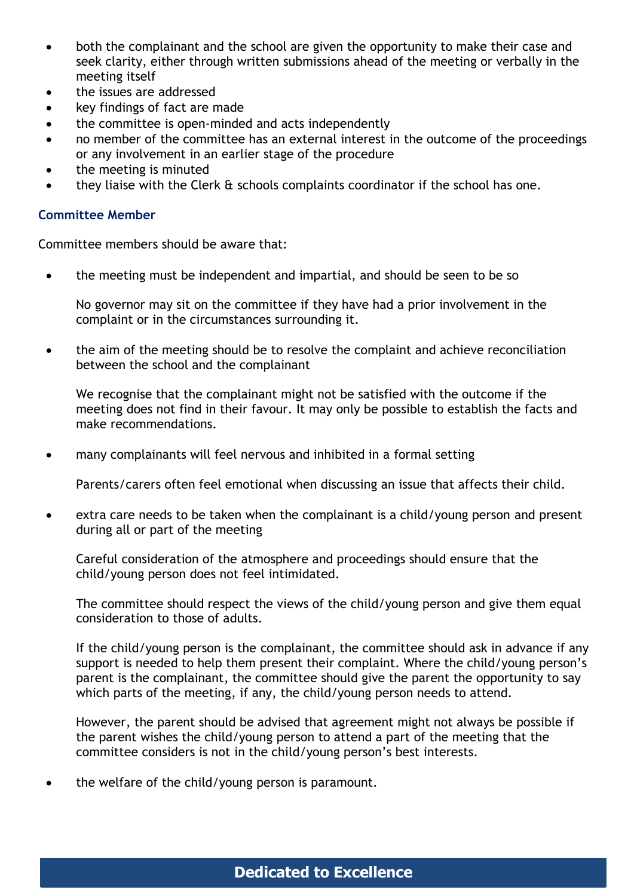- both the complainant and the school are given the opportunity to make their case and seek clarity, either through written submissions ahead of the meeting or verbally in the meeting itself
- the issues are addressed
- key findings of fact are made
- the committee is open-minded and acts independently
- no member of the committee has an external interest in the outcome of the proceedings or any involvement in an earlier stage of the procedure
- the meeting is minuted
- they liaise with the Clerk & schools complaints coordinator if the school has one.

### Committee Member

Committee members should be aware that:

- the meeting must be independent and impartial, and should be seen to be so

  No governor may sit on the committee if they have had a prior involvement in the complaint or in the circumstances surrounding it.

- the aim of the meeting should be to resolve the complaint and achieve reconciliation between the school and the complainant

  We recognise that the complainant might not be satisfied with the outcome if the meeting does not find in their favour. It may only be possible to establish the facts and make recommendations.

- many complainants will feel nervous and inhibited in a formal setting

  Parents/carers often feel emotional when discussing an issue that affects their child.

- extra care needs to be taken when the complainant is a child/young person and present during all or part of the meeting

  Careful consideration of the atmosphere and proceedings should ensure that the child/young person does not feel intimidated.

  The committee should respect the views of the child/young person and give them equal consideration to those of adults.

  If the child/young person is the complainant, the committee should ask in advance if any support is needed to help them present their complaint. Where the child/young person's parent is the complainant, the committee should give the parent the opportunity to say which parts of the meeting, if any, the child/young person needs to attend.

  However, the parent should be advised that agreement might not always be possible if the parent wishes the child/young person to attend a part of the meeting that the committee considers is not in the child/young person's best interests.

- the welfare of the child/young person is paramount.